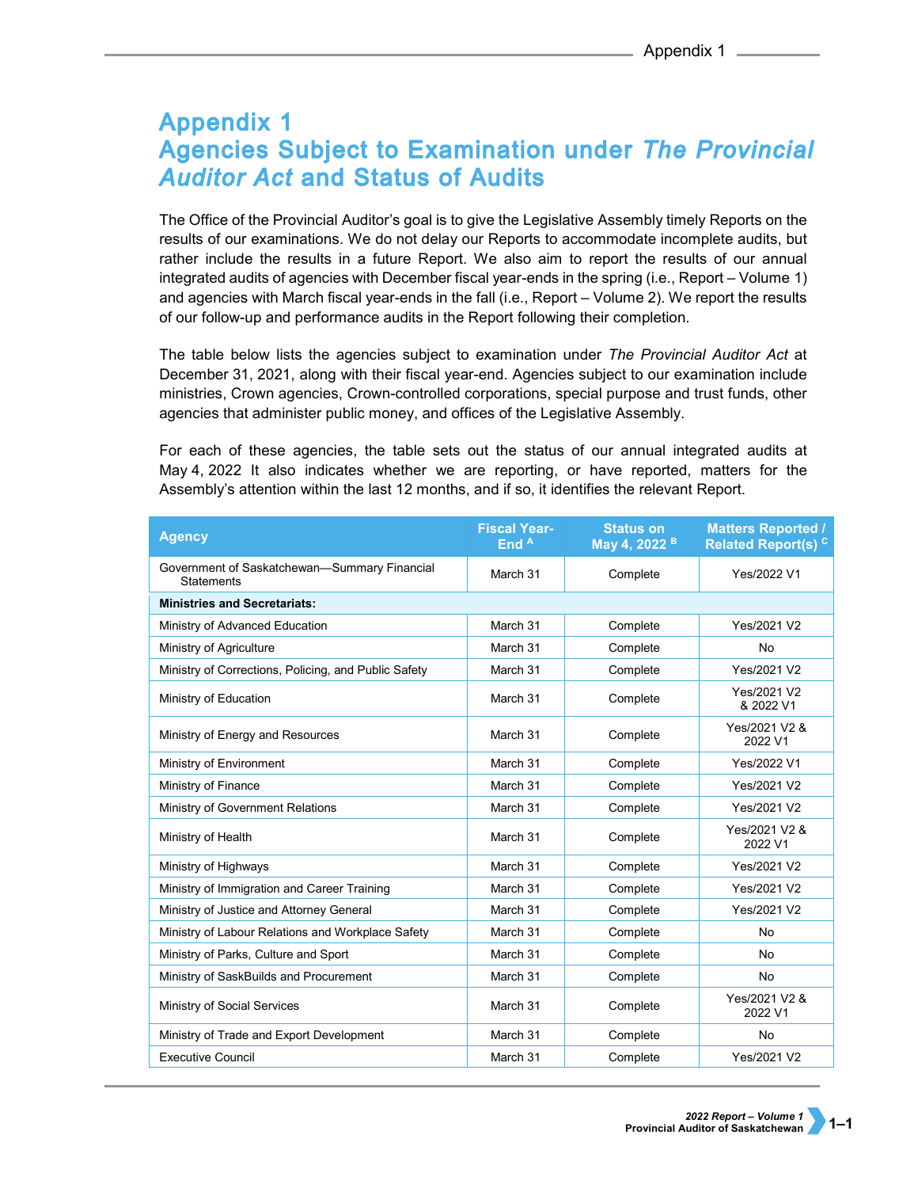# Appendix 1
# Agencies Subject to Examination under *The Provincial Auditor Act* and Status of Audits

The Office of the Provincial Auditor's goal is to give the Legislative Assembly timely Reports on the results of our examinations. We do not delay our Reports to accommodate incomplete audits, but rather include the results in a future Report. We also aim to report the results of our annual integrated audits of agencies with December fiscal year-ends in the spring (i.e., Report – Volume 1) and agencies with March fiscal year-ends in the fall (i.e., Report – Volume 2). We report the results of our follow-up and performance audits in the Report following their completion.

The table below lists the agencies subject to examination under *The Provincial Auditor Act* at December 31, 2021, along with their fiscal year-end. Agencies subject to our examination include ministries, Crown agencies, Crown-controlled corporations, special purpose and trust funds, other agencies that administer public money, and offices of the Legislative Assembly.

For each of these agencies, the table sets out the status of our annual integrated audits at May 4, 2022 It also indicates whether we are reporting, or have reported, matters for the Assembly's attention within the last 12 months, and if so, it identifies the relevant Report.

| Agency | Fiscal Year-End [A] | Status on May 4, 2022 [B] | Matters Reported / Related Report(s) [C] |
|---|---|---|---|
| Government of Saskatchewan—Summary Financial Statements | March 31 | Complete | Yes/2022 V1 |
| **Ministries and Secretariats:** | | | |
| Ministry of Advanced Education | March 31 | Complete | Yes/2021 V2 |
| Ministry of Agriculture | March 31 | Complete | No |
| Ministry of Corrections, Policing, and Public Safety | March 31 | Complete | Yes/2021 V2 |
| Ministry of Education | March 31 | Complete | Yes/2021 V2 & 2022 V1 |
| Ministry of Energy and Resources | March 31 | Complete | Yes/2021 V2 & 2022 V1 |
| Ministry of Environment | March 31 | Complete | Yes/2022 V1 |
| Ministry of Finance | March 31 | Complete | Yes/2021 V2 |
| Ministry of Government Relations | March 31 | Complete | Yes/2021 V2 |
| Ministry of Health | March 31 | Complete | Yes/2021 V2 & 2022 V1 |
| Ministry of Highways | March 31 | Complete | Yes/2021 V2 |
| Ministry of Immigration and Career Training | March 31 | Complete | Yes/2021 V2 |
| Ministry of Justice and Attorney General | March 31 | Complete | Yes/2021 V2 |
| Ministry of Labour Relations and Workplace Safety | March 31 | Complete | No |
| Ministry of Parks, Culture and Sport | March 31 | Complete | No |
| Ministry of SaskBuilds and Procurement | March 31 | Complete | No |
| Ministry of Social Services | March 31 | Complete | Yes/2021 V2 & 2022 V1 |
| Ministry of Trade and Export Development | March 31 | Complete | No |
| Executive Council | March 31 | Complete | Yes/2021 V2 |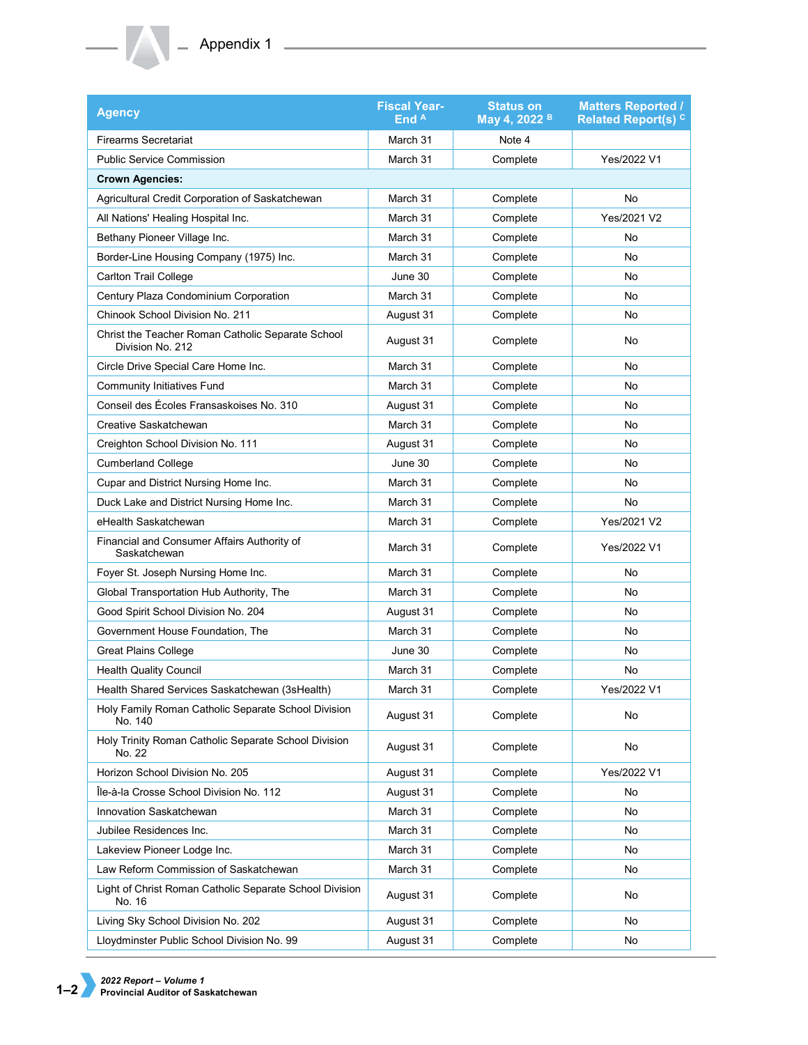| Agency | Fiscal Year-End [A] | Status on May 4, 2022 [B] | Matters Reported / Related Report(s) [C] |
|---|---|---|---|
| Firearms Secretariat | March 31 | Note 4 | |
| Public Service Commission | March 31 | Complete | Yes/2022 V1 |
| **Crown Agencies:** | | | |
| Agricultural Credit Corporation of Saskatchewan | March 31 | Complete | No |
| All Nations' Healing Hospital Inc. | March 31 | Complete | Yes/2021 V2 |
| Bethany Pioneer Village Inc. | March 31 | Complete | No |
| Border-Line Housing Company (1975) Inc. | March 31 | Complete | No |
| Carlton Trail College | June 30 | Complete | No |
| Century Plaza Condominium Corporation | March 31 | Complete | No |
| Chinook School Division No. 211 | August 31 | Complete | No |
| Christ the Teacher Roman Catholic Separate School Division No. 212 | August 31 | Complete | No |
| Circle Drive Special Care Home Inc. | March 31 | Complete | No |
| Community Initiatives Fund | March 31 | Complete | No |
| Conseil des Écoles Fransaskoises No. 310 | August 31 | Complete | No |
| Creative Saskatchewan | March 31 | Complete | No |
| Creighton School Division No. 111 | August 31 | Complete | No |
| Cumberland College | June 30 | Complete | No |
| Cupar and District Nursing Home Inc. | March 31 | Complete | No |
| Duck Lake and District Nursing Home Inc. | March 31 | Complete | No |
| eHealth Saskatchewan | March 31 | Complete | Yes/2021 V2 |
| Financial and Consumer Affairs Authority of Saskatchewan | March 31 | Complete | Yes/2022 V1 |
| Foyer St. Joseph Nursing Home Inc. | March 31 | Complete | No |
| Global Transportation Hub Authority, The | March 31 | Complete | No |
| Good Spirit School Division No. 204 | August 31 | Complete | No |
| Government House Foundation, The | March 31 | Complete | No |
| Great Plains College | June 30 | Complete | No |
| Health Quality Council | March 31 | Complete | No |
| Health Shared Services Saskatchewan (3sHealth) | March 31 | Complete | Yes/2022 V1 |
| Holy Family Roman Catholic Separate School Division No. 140 | August 31 | Complete | No |
| Holy Trinity Roman Catholic Separate School Division No. 22 | August 31 | Complete | No |
| Horizon School Division No. 205 | August 31 | Complete | Yes/2022 V1 |
| Île-à-la Crosse School Division No. 112 | August 31 | Complete | No |
| Innovation Saskatchewan | March 31 | Complete | No |
| Jubilee Residences Inc. | March 31 | Complete | No |
| Lakeview Pioneer Lodge Inc. | March 31 | Complete | No |
| Law Reform Commission of Saskatchewan | March 31 | Complete | No |
| Light of Christ Roman Catholic Separate School Division No. 16 | August 31 | Complete | No |
| Living Sky School Division No. 202 | August 31 | Complete | No |
| Lloydminster Public School Division No. 99 | August 31 | Complete | No |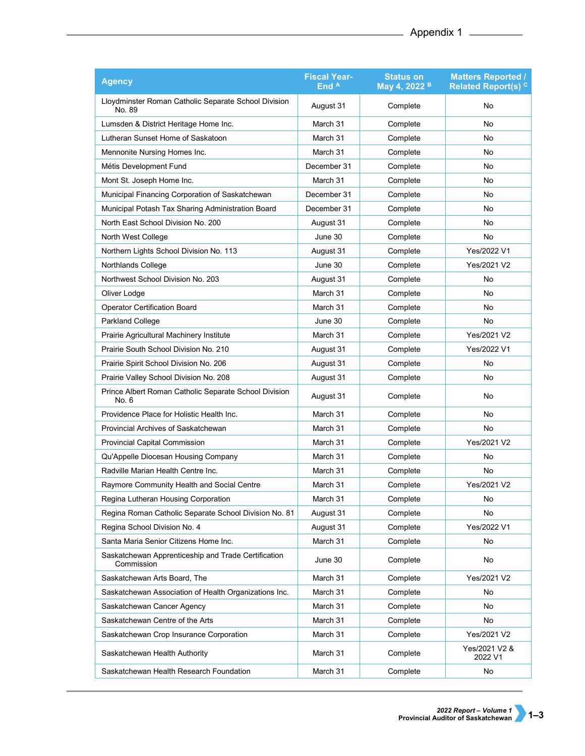| Agency | Fiscal Year-End [A] | Status on May 4, 2022 [B] | Matters Reported / Related Report(s) [C] |
|---|---|---|---|
| Lloydminster Roman Catholic Separate School Division No. 89 | August 31 | Complete | No |
| Lumsden & District Heritage Home Inc. | March 31 | Complete | No |
| Lutheran Sunset Home of Saskatoon | March 31 | Complete | No |
| Mennonite Nursing Homes Inc. | March 31 | Complete | No |
| Métis Development Fund | December 31 | Complete | No |
| Mont St. Joseph Home Inc. | March 31 | Complete | No |
| Municipal Financing Corporation of Saskatchewan | December 31 | Complete | No |
| Municipal Potash Tax Sharing Administration Board | December 31 | Complete | No |
| North East School Division No. 200 | August 31 | Complete | No |
| North West College | June 30 | Complete | No |
| Northern Lights School Division No. 113 | August 31 | Complete | Yes/2022 V1 |
| Northlands College | June 30 | Complete | Yes/2021 V2 |
| Northwest School Division No. 203 | August 31 | Complete | No |
| Oliver Lodge | March 31 | Complete | No |
| Operator Certification Board | March 31 | Complete | No |
| Parkland College | June 30 | Complete | No |
| Prairie Agricultural Machinery Institute | March 31 | Complete | Yes/2021 V2 |
| Prairie South School Division No. 210 | August 31 | Complete | Yes/2022 V1 |
| Prairie Spirit School Division No. 206 | August 31 | Complete | No |
| Prairie Valley School Division No. 208 | August 31 | Complete | No |
| Prince Albert Roman Catholic Separate School Division No. 6 | August 31 | Complete | No |
| Providence Place for Holistic Health Inc. | March 31 | Complete | No |
| Provincial Archives of Saskatchewan | March 31 | Complete | No |
| Provincial Capital Commission | March 31 | Complete | Yes/2021 V2 |
| Qu'Appelle Diocesan Housing Company | March 31 | Complete | No |
| Radville Marian Health Centre Inc. | March 31 | Complete | No |
| Raymore Community Health and Social Centre | March 31 | Complete | Yes/2021 V2 |
| Regina Lutheran Housing Corporation | March 31 | Complete | No |
| Regina Roman Catholic Separate School Division No. 81 | August 31 | Complete | No |
| Regina School Division No. 4 | August 31 | Complete | Yes/2022 V1 |
| Santa Maria Senior Citizens Home Inc. | March 31 | Complete | No |
| Saskatchewan Apprenticeship and Trade Certification Commission | June 30 | Complete | No |
| Saskatchewan Arts Board, The | March 31 | Complete | Yes/2021 V2 |
| Saskatchewan Association of Health Organizations Inc. | March 31 | Complete | No |
| Saskatchewan Cancer Agency | March 31 | Complete | No |
| Saskatchewan Centre of the Arts | March 31 | Complete | No |
| Saskatchewan Crop Insurance Corporation | March 31 | Complete | Yes/2021 V2 |
| Saskatchewan Health Authority | March 31 | Complete | Yes/2021 V2 & 2022 V1 |
| Saskatchewan Health Research Foundation | March 31 | Complete | No |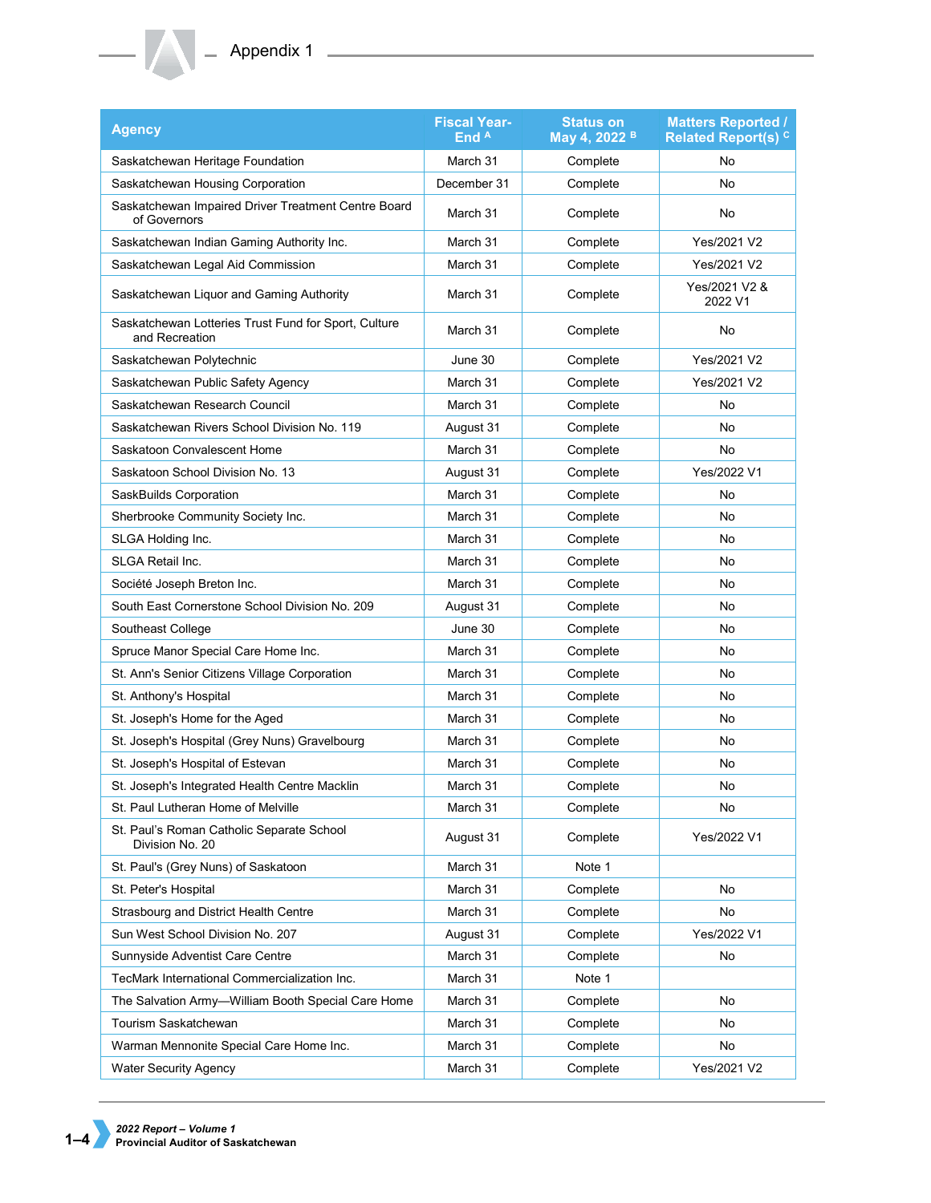| Agency | Fiscal Year-End [A] | Status on May 4, 2022 [B] | Matters Reported / Related Report(s) [C] |
|---|---|---|---|
| Saskatchewan Heritage Foundation | March 31 | Complete | No |
| Saskatchewan Housing Corporation | December 31 | Complete | No |
| Saskatchewan Impaired Driver Treatment Centre Board of Governors | March 31 | Complete | No |
| Saskatchewan Indian Gaming Authority Inc. | March 31 | Complete | Yes/2021 V2 |
| Saskatchewan Legal Aid Commission | March 31 | Complete | Yes/2021 V2 |
| Saskatchewan Liquor and Gaming Authority | March 31 | Complete | Yes/2021 V2 & 2022 V1 |
| Saskatchewan Lotteries Trust Fund for Sport, Culture and Recreation | March 31 | Complete | No |
| Saskatchewan Polytechnic | June 30 | Complete | Yes/2021 V2 |
| Saskatchewan Public Safety Agency | March 31 | Complete | Yes/2021 V2 |
| Saskatchewan Research Council | March 31 | Complete | No |
| Saskatchewan Rivers School Division No. 119 | August 31 | Complete | No |
| Saskatoon Convalescent Home | March 31 | Complete | No |
| Saskatoon School Division No. 13 | August 31 | Complete | Yes/2022 V1 |
| SaskBuilds Corporation | March 31 | Complete | No |
| Sherbrooke Community Society Inc. | March 31 | Complete | No |
| SLGA Holding Inc. | March 31 | Complete | No |
| SLGA Retail Inc. | March 31 | Complete | No |
| Société Joseph Breton Inc. | March 31 | Complete | No |
| South East Cornerstone School Division No. 209 | August 31 | Complete | No |
| Southeast College | June 30 | Complete | No |
| Spruce Manor Special Care Home Inc. | March 31 | Complete | No |
| St. Ann's Senior Citizens Village Corporation | March 31 | Complete | No |
| St. Anthony's Hospital | March 31 | Complete | No |
| St. Joseph's Home for the Aged | March 31 | Complete | No |
| St. Joseph's Hospital (Grey Nuns) Gravelbourg | March 31 | Complete | No |
| St. Joseph's Hospital of Estevan | March 31 | Complete | No |
| St. Joseph's Integrated Health Centre Macklin | March 31 | Complete | No |
| St. Paul Lutheran Home of Melville | March 31 | Complete | No |
| St. Paul's Roman Catholic Separate School Division No. 20 | August 31 | Complete | Yes/2022 V1 |
| St. Paul's (Grey Nuns) of Saskatoon | March 31 | Note 1 | |
| St. Peter's Hospital | March 31 | Complete | No |
| Strasbourg and District Health Centre | March 31 | Complete | No |
| Sun West School Division No. 207 | August 31 | Complete | Yes/2022 V1 |
| Sunnyside Adventist Care Centre | March 31 | Complete | No |
| TecMark International Commercialization Inc. | March 31 | Note 1 | |
| The Salvation Army—William Booth Special Care Home | March 31 | Complete | No |
| Tourism Saskatchewan | March 31 | Complete | No |
| Warman Mennonite Special Care Home Inc. | March 31 | Complete | No |
| Water Security Agency | March 31 | Complete | Yes/2021 V2 |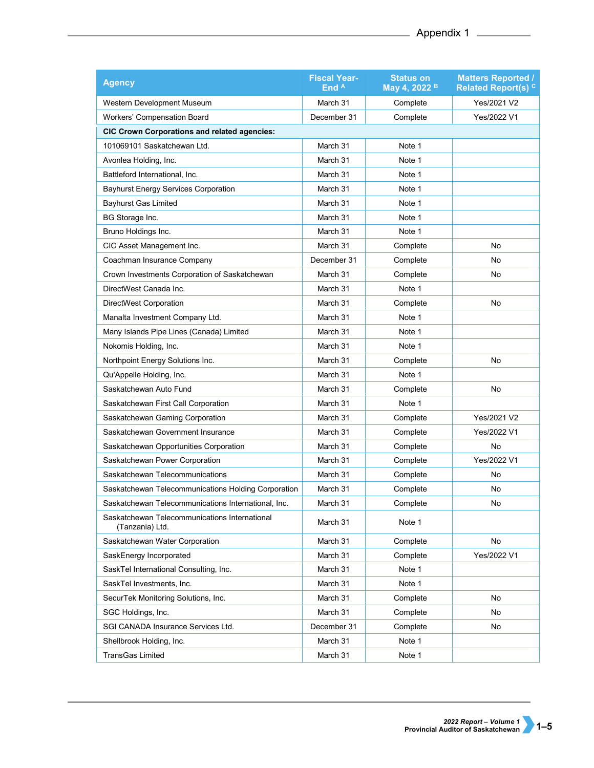| Agency | Fiscal Year-End [A] | Status on May 4, 2022 [B] | Matters Reported / Related Report(s) [C] |
|---|---|---|---|
| Western Development Museum | March 31 | Complete | Yes/2021 V2 |
| Workers' Compensation Board | December 31 | Complete | Yes/2022 V1 |
| **CIC Crown Corporations and related agencies:** | | | |
| 101069101 Saskatchewan Ltd. | March 31 | Note 1 | |
| Avonlea Holding, Inc. | March 31 | Note 1 | |
| Battleford International, Inc. | March 31 | Note 1 | |
| Bayhurst Energy Services Corporation | March 31 | Note 1 | |
| Bayhurst Gas Limited | March 31 | Note 1 | |
| BG Storage Inc. | March 31 | Note 1 | |
| Bruno Holdings Inc. | March 31 | Note 1 | |
| CIC Asset Management Inc. | March 31 | Complete | No |
| Coachman Insurance Company | December 31 | Complete | No |
| Crown Investments Corporation of Saskatchewan | March 31 | Complete | No |
| DirectWest Canada Inc. | March 31 | Note 1 | |
| DirectWest Corporation | March 31 | Complete | No |
| Manalta Investment Company Ltd. | March 31 | Note 1 | |
| Many Islands Pipe Lines (Canada) Limited | March 31 | Note 1 | |
| Nokomis Holding, Inc. | March 31 | Note 1 | |
| Northpoint Energy Solutions Inc. | March 31 | Complete | No |
| Qu'Appelle Holding, Inc. | March 31 | Note 1 | |
| Saskatchewan Auto Fund | March 31 | Complete | No |
| Saskatchewan First Call Corporation | March 31 | Note 1 | |
| Saskatchewan Gaming Corporation | March 31 | Complete | Yes/2021 V2 |
| Saskatchewan Government Insurance | March 31 | Complete | Yes/2022 V1 |
| Saskatchewan Opportunities Corporation | March 31 | Complete | No |
| Saskatchewan Power Corporation | March 31 | Complete | Yes/2022 V1 |
| Saskatchewan Telecommunications | March 31 | Complete | No |
| Saskatchewan Telecommunications Holding Corporation | March 31 | Complete | No |
| Saskatchewan Telecommunications International, Inc. | March 31 | Complete | No |
| Saskatchewan Telecommunications International (Tanzania) Ltd. | March 31 | Note 1 | |
| Saskatchewan Water Corporation | March 31 | Complete | No |
| SaskEnergy Incorporated | March 31 | Complete | Yes/2022 V1 |
| SaskTel International Consulting, Inc. | March 31 | Note 1 | |
| SaskTel Investments, Inc. | March 31 | Note 1 | |
| SecurTek Monitoring Solutions, Inc. | March 31 | Complete | No |
| SGC Holdings, Inc. | March 31 | Complete | No |
| SGI CANADA Insurance Services Ltd. | December 31 | Complete | No |
| Shellbrook Holding, Inc. | March 31 | Note 1 | |
| TransGas Limited | March 31 | Note 1 | |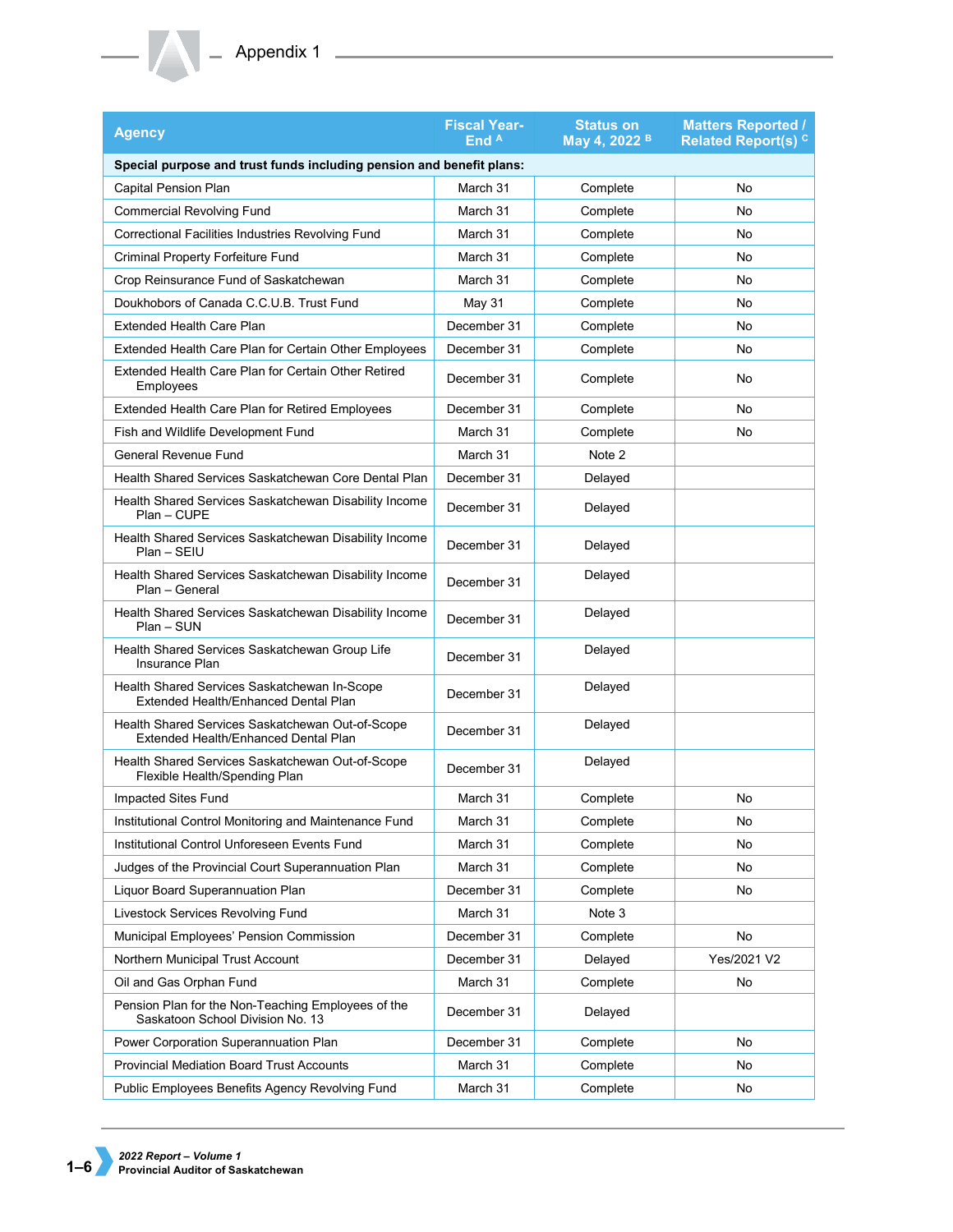## Appendix 1

| Agency | Fiscal Year-End [A] | Status on May 4, 2022 [B] | Matters Reported / Related Report(s) [C] |
|---|---|---|---|
| **Special purpose and trust funds including pension and benefit plans:** | | | |
| Capital Pension Plan | March 31 | Complete | No |
| Commercial Revolving Fund | March 31 | Complete | No |
| Correctional Facilities Industries Revolving Fund | March 31 | Complete | No |
| Criminal Property Forfeiture Fund | March 31 | Complete | No |
| Crop Reinsurance Fund of Saskatchewan | March 31 | Complete | No |
| Doukhobors of Canada C.C.U.B. Trust Fund | May 31 | Complete | No |
| Extended Health Care Plan | December 31 | Complete | No |
| Extended Health Care Plan for Certain Other Employees | December 31 | Complete | No |
| Extended Health Care Plan for Certain Other Retired Employees | December 31 | Complete | No |
| Extended Health Care Plan for Retired Employees | December 31 | Complete | No |
| Fish and Wildlife Development Fund | March 31 | Complete | No |
| General Revenue Fund | March 31 | Note 2 | |
| Health Shared Services Saskatchewan Core Dental Plan | December 31 | Delayed | |
| Health Shared Services Saskatchewan Disability Income Plan – CUPE | December 31 | Delayed | |
| Health Shared Services Saskatchewan Disability Income Plan – SEIU | December 31 | Delayed | |
| Health Shared Services Saskatchewan Disability Income Plan – General | December 31 | Delayed | |
| Health Shared Services Saskatchewan Disability Income Plan – SUN | December 31 | Delayed | |
| Health Shared Services Saskatchewan Group Life Insurance Plan | December 31 | Delayed | |
| Health Shared Services Saskatchewan In-Scope Extended Health/Enhanced Dental Plan | December 31 | Delayed | |
| Health Shared Services Saskatchewan Out-of-Scope Extended Health/Enhanced Dental Plan | December 31 | Delayed | |
| Health Shared Services Saskatchewan Out-of-Scope Flexible Health/Spending Plan | December 31 | Delayed | |
| Impacted Sites Fund | March 31 | Complete | No |
| Institutional Control Monitoring and Maintenance Fund | March 31 | Complete | No |
| Institutional Control Unforeseen Events Fund | March 31 | Complete | No |
| Judges of the Provincial Court Superannuation Plan | March 31 | Complete | No |
| Liquor Board Superannuation Plan | December 31 | Complete | No |
| Livestock Services Revolving Fund | March 31 | Note 3 | |
| Municipal Employees' Pension Commission | December 31 | Complete | No |
| Northern Municipal Trust Account | December 31 | Delayed | Yes/2021 V2 |
| Oil and Gas Orphan Fund | March 31 | Complete | No |
| Pension Plan for the Non-Teaching Employees of the Saskatoon School Division No. 13 | December 31 | Delayed | |
| Power Corporation Superannuation Plan | December 31 | Complete | No |
| Provincial Mediation Board Trust Accounts | March 31 | Complete | No |
| Public Employees Benefits Agency Revolving Fund | March 31 | Complete | No |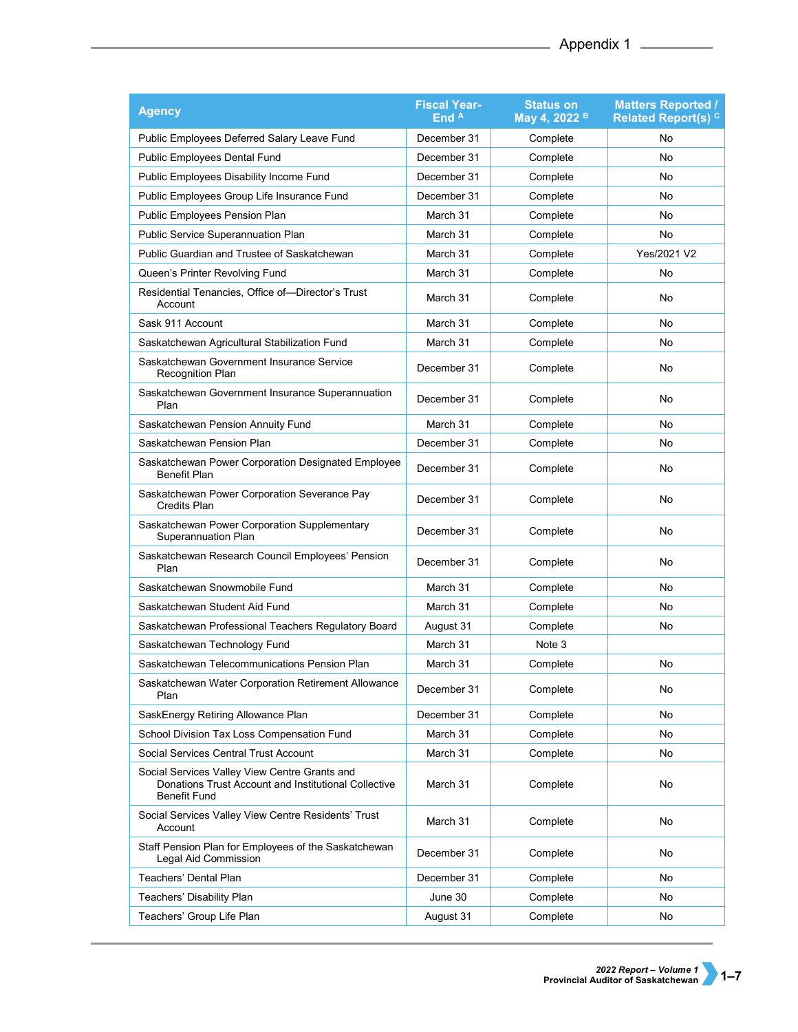| Agency | Fiscal Year-End [A] | Status on May 4, 2022 [B] | Matters Reported / Related Report(s) [C] |
|---|---|---|---|
| Public Employees Deferred Salary Leave Fund | December 31 | Complete | No |
| Public Employees Dental Fund | December 31 | Complete | No |
| Public Employees Disability Income Fund | December 31 | Complete | No |
| Public Employees Group Life Insurance Fund | December 31 | Complete | No |
| Public Employees Pension Plan | March 31 | Complete | No |
| Public Service Superannuation Plan | March 31 | Complete | No |
| Public Guardian and Trustee of Saskatchewan | March 31 | Complete | Yes/2021 V2 |
| Queen's Printer Revolving Fund | March 31 | Complete | No |
| Residential Tenancies, Office of—Director's Trust Account | March 31 | Complete | No |
| Sask 911 Account | March 31 | Complete | No |
| Saskatchewan Agricultural Stabilization Fund | March 31 | Complete | No |
| Saskatchewan Government Insurance Service Recognition Plan | December 31 | Complete | No |
| Saskatchewan Government Insurance Superannuation Plan | December 31 | Complete | No |
| Saskatchewan Pension Annuity Fund | March 31 | Complete | No |
| Saskatchewan Pension Plan | December 31 | Complete | No |
| Saskatchewan Power Corporation Designated Employee Benefit Plan | December 31 | Complete | No |
| Saskatchewan Power Corporation Severance Pay Credits Plan | December 31 | Complete | No |
| Saskatchewan Power Corporation Supplementary Superannuation Plan | December 31 | Complete | No |
| Saskatchewan Research Council Employees' Pension Plan | December 31 | Complete | No |
| Saskatchewan Snowmobile Fund | March 31 | Complete | No |
| Saskatchewan Student Aid Fund | March 31 | Complete | No |
| Saskatchewan Professional Teachers Regulatory Board | August 31 | Complete | No |
| Saskatchewan Technology Fund | March 31 | Note 3 | |
| Saskatchewan Telecommunications Pension Plan | March 31 | Complete | No |
| Saskatchewan Water Corporation Retirement Allowance Plan | December 31 | Complete | No |
| SaskEnergy Retiring Allowance Plan | December 31 | Complete | No |
| School Division Tax Loss Compensation Fund | March 31 | Complete | No |
| Social Services Central Trust Account | March 31 | Complete | No |
| Social Services Valley View Centre Grants and Donations Trust Account and Institutional Collective Benefit Fund | March 31 | Complete | No |
| Social Services Valley View Centre Residents' Trust Account | March 31 | Complete | No |
| Staff Pension Plan for Employees of the Saskatchewan Legal Aid Commission | December 31 | Complete | No |
| Teachers' Dental Plan | December 31 | Complete | No |
| Teachers' Disability Plan | June 30 | Complete | No |
| Teachers' Group Life Plan | August 31 | Complete | No |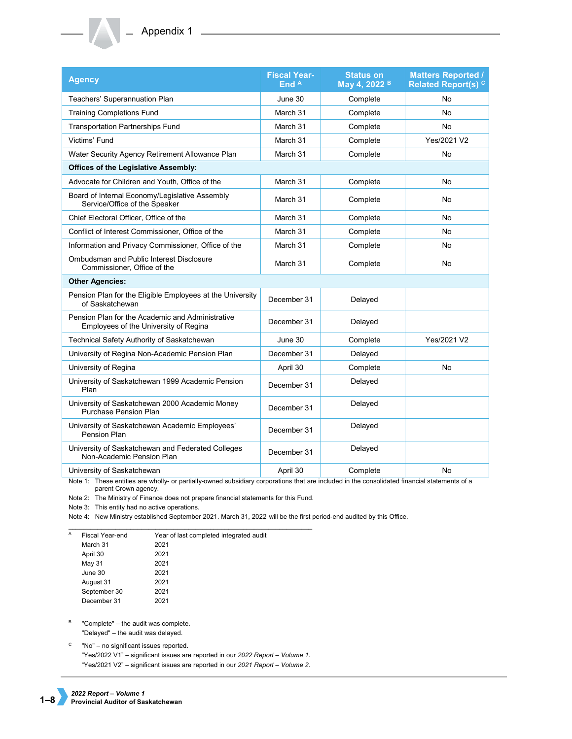| Agency | Fiscal Year-End [A] | Status on May 4, 2022 [B] | Matters Reported / Related Report(s) [C] |
|---|---|---|---|
| Teachers' Superannuation Plan | June 30 | Complete | No |
| Training Completions Fund | March 31 | Complete | No |
| Transportation Partnerships Fund | March 31 | Complete | No |
| Victims' Fund | March 31 | Complete | Yes/2021 V2 |
| Water Security Agency Retirement Allowance Plan | March 31 | Complete | No |
| **Offices of the Legislative Assembly:** | | | |
| Advocate for Children and Youth, Office of the | March 31 | Complete | No |
| Board of Internal Economy/Legislative Assembly Service/Office of the Speaker | March 31 | Complete | No |
| Chief Electoral Officer, Office of the | March 31 | Complete | No |
| Conflict of Interest Commissioner, Office of the | March 31 | Complete | No |
| Information and Privacy Commissioner, Office of the | March 31 | Complete | No |
| Ombudsman and Public Interest Disclosure Commissioner, Office of the | March 31 | Complete | No |
| **Other Agencies:** | | | |
| Pension Plan for the Eligible Employees at the University of Saskatchewan | December 31 | Delayed | |
| Pension Plan for the Academic and Administrative Employees of the University of Regina | December 31 | Delayed | |
| Technical Safety Authority of Saskatchewan | June 30 | Complete | Yes/2021 V2 |
| University of Regina Non-Academic Pension Plan | December 31 | Delayed | |
| University of Regina | April 30 | Complete | No |
| University of Saskatchewan 1999 Academic Pension Plan | December 31 | Delayed | |
| University of Saskatchewan 2000 Academic Money Purchase Pension Plan | December 31 | Delayed | |
| University of Saskatchewan Academic Employees' Pension Plan | December 31 | Delayed | |
| University of Saskatchewan and Federated Colleges Non-Academic Pension Plan | December 31 | Delayed | |
| University of Saskatchewan | April 30 | Complete | No |

Note 1: These entities are wholly- or partially-owned subsidiary corporations that are included in the consolidated financial statements of a parent Crown agency.

Note 2: The Ministry of Finance does not prepare financial statements for this Fund.

Note 3: This entity had no active operations.

Note 4: New Ministry established September 2021. March 31, 2022 will be the first period-end audited by this Office.

[A]

| Fiscal Year-end | Year of last completed integrated audit |
|---|---|
| March 31 | 2021 |
| April 30 | 2021 |
| May 31 | 2021 |
| June 30 | 2021 |
| August 31 | 2021 |
| September 30 | 2021 |
| December 31 | 2021 |

[B] "Complete" – the audit was complete.
"Delayed" – the audit was delayed.

[C] "No" – no significant issues reported.
"Yes/2022 V1" – significant issues are reported in our *2022 Report – Volume 1*.
"Yes/2021 V2" – significant issues are reported in our *2021 Report – Volume 2*.